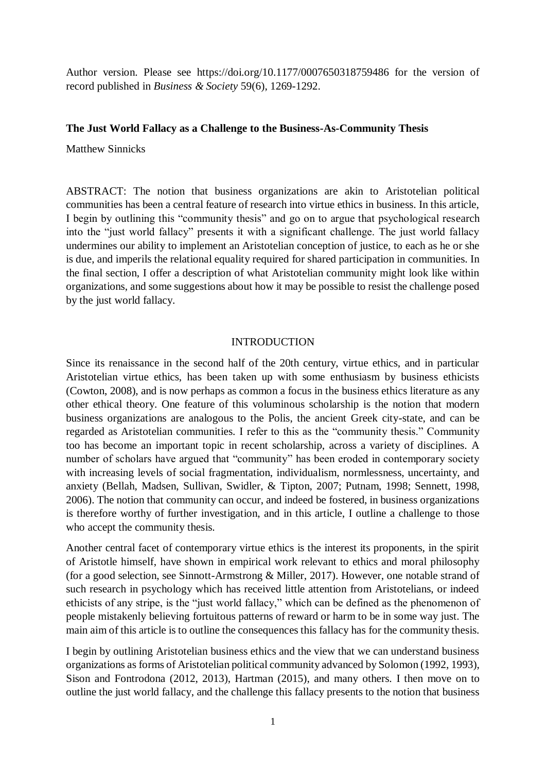Author version. Please see https://doi.org/10.1177/0007650318759486 for the version of record published in *Business & Society* 59(6), 1269-1292.

**The Just World Fallacy as a Challenge to the Business-As-Community Thesis**

Matthew Sinnicks

ABSTRACT: The notion that business organizations are akin to Aristotelian political communities has been a central feature of research into virtue ethics in business. In this article, I begin by outlining this "community thesis" and go on to argue that psychological research into the "just world fallacy" presents it with a significant challenge. The just world fallacy undermines our ability to implement an Aristotelian conception of justice, to each as he or she is due, and imperils the relational equality required for shared participation in communities. In the final section, I offer a description of what Aristotelian community might look like within organizations, and some suggestions about how it may be possible to resist the challenge posed by the just world fallacy.

## INTRODUCTION

Since its renaissance in the second half of the 20th century, virtue ethics, and in particular Aristotelian virtue ethics, has been taken up with some enthusiasm by business ethicists (Cowton, 2008), and is now perhaps as common a focus in the business ethics literature as any other ethical theory. One feature of this voluminous scholarship is the notion that modern business organizations are analogous to the Polis, the ancient Greek city-state, and can be regarded as Aristotelian communities. I refer to this as the "community thesis." Community too has become an important topic in recent scholarship, across a variety of disciplines. A number of scholars have argued that "community" has been eroded in contemporary society with increasing levels of social fragmentation, individualism, normlessness, uncertainty, and anxiety (Bellah, Madsen, Sullivan, Swidler, & Tipton, 2007; Putnam, 1998; Sennett, 1998, 2006). The notion that community can occur, and indeed be fostered, in business organizations is therefore worthy of further investigation, and in this article, I outline a challenge to those who accept the community thesis.

Another central facet of contemporary virtue ethics is the interest its proponents, in the spirit of Aristotle himself, have shown in empirical work relevant to ethics and moral philosophy (for a good selection, see Sinnott-Armstrong & Miller, 2017). However, one notable strand of such research in psychology which has received little attention from Aristotelians, or indeed ethicists of any stripe, is the "just world fallacy," which can be defined as the phenomenon of people mistakenly believing fortuitous patterns of reward or harm to be in some way just. The main aim of this article is to outline the consequences this fallacy has for the community thesis.

I begin by outlining Aristotelian business ethics and the view that we can understand business organizations as forms of Aristotelian political community advanced by Solomon (1992, 1993), Sison and Fontrodona (2012, 2013), Hartman (2015), and many others. I then move on to outline the just world fallacy, and the challenge this fallacy presents to the notion that business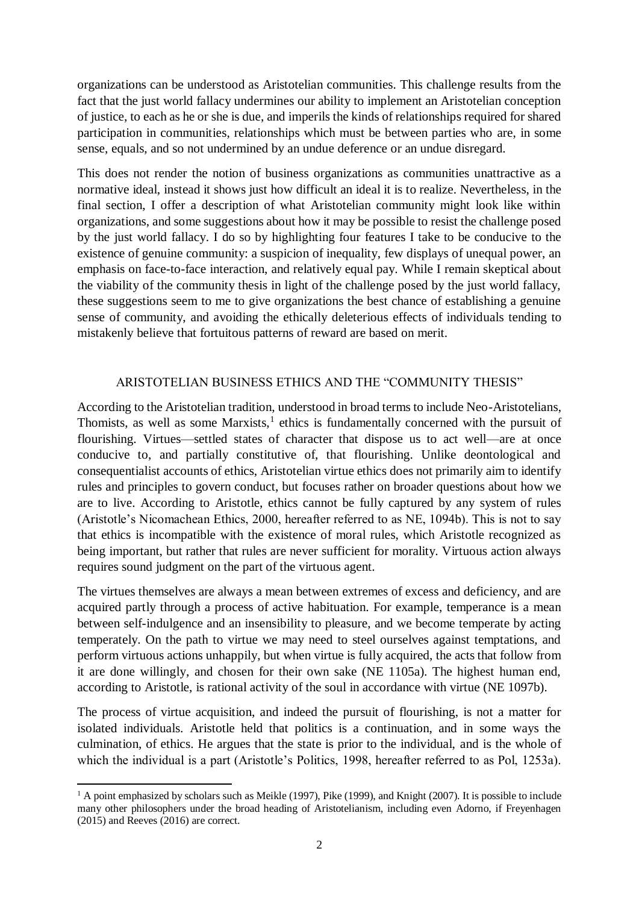organizations can be understood as Aristotelian communities. This challenge results from the fact that the just world fallacy undermines our ability to implement an Aristotelian conception of justice, to each as he or she is due, and imperils the kinds of relationships required for shared participation in communities, relationships which must be between parties who are, in some sense, equals, and so not undermined by an undue deference or an undue disregard.

This does not render the notion of business organizations as communities unattractive as a normative ideal, instead it shows just how difficult an ideal it is to realize. Nevertheless, in the final section, I offer a description of what Aristotelian community might look like within organizations, and some suggestions about how it may be possible to resist the challenge posed by the just world fallacy. I do so by highlighting four features I take to be conducive to the existence of genuine community: a suspicion of inequality, few displays of unequal power, an emphasis on face-to-face interaction, and relatively equal pay. While I remain skeptical about the viability of the community thesis in light of the challenge posed by the just world fallacy, these suggestions seem to me to give organizations the best chance of establishing a genuine sense of community, and avoiding the ethically deleterious effects of individuals tending to mistakenly believe that fortuitous patterns of reward are based on merit.

## ARISTOTELIAN BUSINESS ETHICS AND THE "COMMUNITY THESIS"

According to the Aristotelian tradition, understood in broad terms to include Neo-Aristotelians, Thomists, as well as some Marxists,[1] ethics is fundamentally concerned with the pursuit of flourishing. Virtues—settled states of character that dispose us to act well—are at once conducive to, and partially constitutive of, that flourishing. Unlike deontological and consequentialist accounts of ethics, Aristotelian virtue ethics does not primarily aim to identify rules and principles to govern conduct, but focuses rather on broader questions about how we are to live. According to Aristotle, ethics cannot be fully captured by any system of rules (Aristotle's Nicomachean Ethics, 2000, hereafter referred to as NE, 1094b). This is not to say that ethics is incompatible with the existence of moral rules, which Aristotle recognized as being important, but rather that rules are never sufficient for morality. Virtuous action always requires sound judgment on the part of the virtuous agent.

The virtues themselves are always a mean between extremes of excess and deficiency, and are acquired partly through a process of active habituation. For example, temperance is a mean between self-indulgence and an insensibility to pleasure, and we become temperate by acting temperately. On the path to virtue we may need to steel ourselves against temptations, and perform virtuous actions unhappily, but when virtue is fully acquired, the acts that follow from it are done willingly, and chosen for their own sake (NE 1105a). The highest human end, according to Aristotle, is rational activity of the soul in accordance with virtue (NE 1097b).

The process of virtue acquisition, and indeed the pursuit of flourishing, is not a matter for isolated individuals. Aristotle held that politics is a continuation, and in some ways the culmination, of ethics. He argues that the state is prior to the individual, and is the whole of which the individual is a part (Aristotle's Politics, 1998, hereafter referred to as Pol, 1253a).

---

[1] A point emphasized by scholars such as Meikle (1997), Pike (1999), and Knight (2007). It is possible to include many other philosophers under the broad heading of Aristotelianism, including even Adorno, if Freyenhagen (2015) and Reeves (2016) are correct.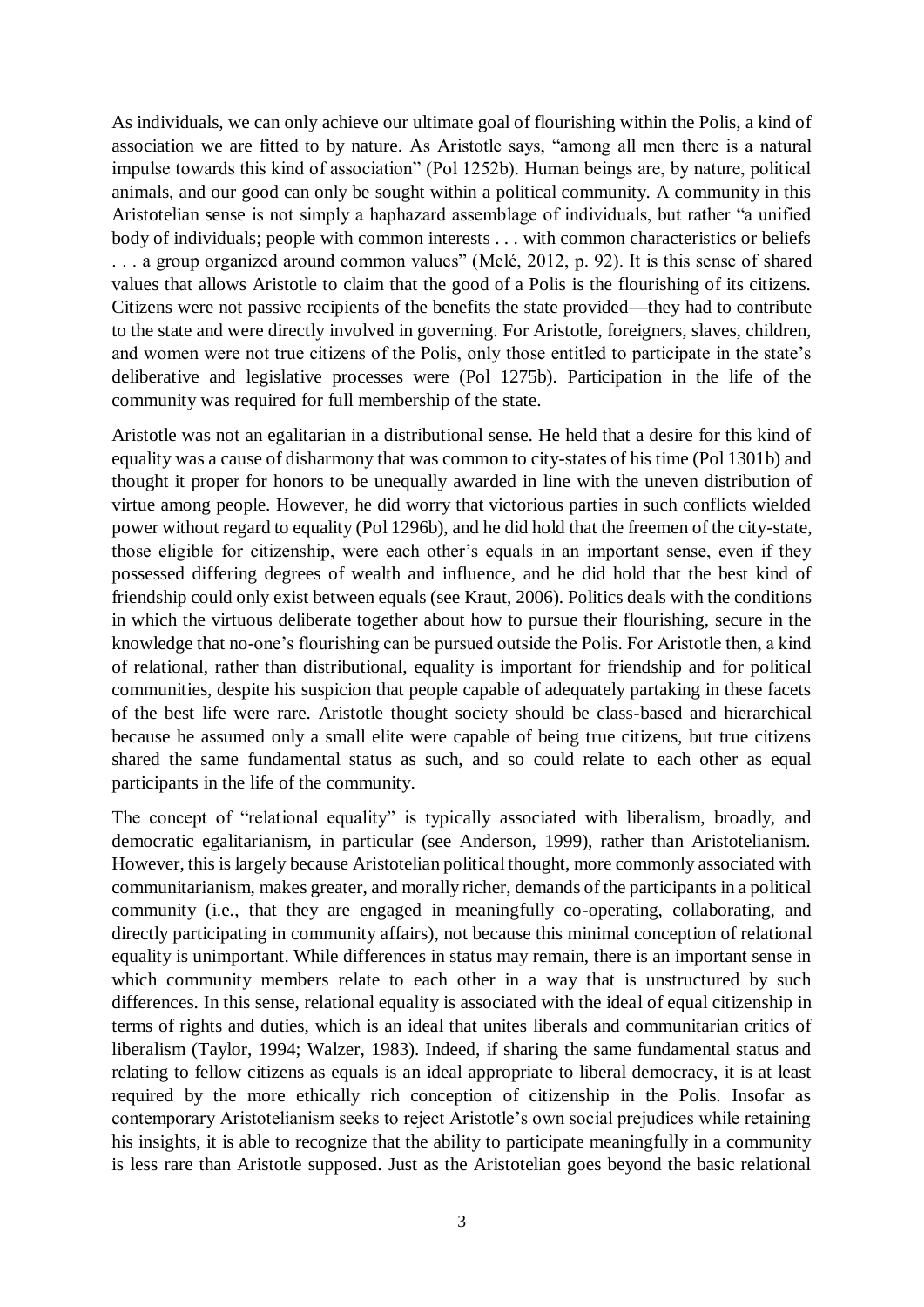As individuals, we can only achieve our ultimate goal of flourishing within the Polis, a kind of association we are fitted to by nature. As Aristotle says, "among all men there is a natural impulse towards this kind of association" (Pol 1252b). Human beings are, by nature, political animals, and our good can only be sought within a political community. A community in this Aristotelian sense is not simply a haphazard assemblage of individuals, but rather "a unified body of individuals; people with common interests . . . with common characteristics or beliefs . . . a group organized around common values" (Melé, 2012, p. 92). It is this sense of shared values that allows Aristotle to claim that the good of a Polis is the flourishing of its citizens. Citizens were not passive recipients of the benefits the state provided—they had to contribute to the state and were directly involved in governing. For Aristotle, foreigners, slaves, children, and women were not true citizens of the Polis, only those entitled to participate in the state's deliberative and legislative processes were (Pol 1275b). Participation in the life of the community was required for full membership of the state.

Aristotle was not an egalitarian in a distributional sense. He held that a desire for this kind of equality was a cause of disharmony that was common to city-states of his time (Pol 1301b) and thought it proper for honors to be unequally awarded in line with the uneven distribution of virtue among people. However, he did worry that victorious parties in such conflicts wielded power without regard to equality (Pol 1296b), and he did hold that the freemen of the city-state, those eligible for citizenship, were each other's equals in an important sense, even if they possessed differing degrees of wealth and influence, and he did hold that the best kind of friendship could only exist between equals (see Kraut, 2006). Politics deals with the conditions in which the virtuous deliberate together about how to pursue their flourishing, secure in the knowledge that no-one's flourishing can be pursued outside the Polis. For Aristotle then, a kind of relational, rather than distributional, equality is important for friendship and for political communities, despite his suspicion that people capable of adequately partaking in these facets of the best life were rare. Aristotle thought society should be class-based and hierarchical because he assumed only a small elite were capable of being true citizens, but true citizens shared the same fundamental status as such, and so could relate to each other as equal participants in the life of the community.

The concept of "relational equality" is typically associated with liberalism, broadly, and democratic egalitarianism, in particular (see Anderson, 1999), rather than Aristotelianism. However, this is largely because Aristotelian political thought, more commonly associated with communitarianism, makes greater, and morally richer, demands of the participants in a political community (i.e., that they are engaged in meaningfully co-operating, collaborating, and directly participating in community affairs), not because this minimal conception of relational equality is unimportant. While differences in status may remain, there is an important sense in which community members relate to each other in a way that is unstructured by such differences. In this sense, relational equality is associated with the ideal of equal citizenship in terms of rights and duties, which is an ideal that unites liberals and communitarian critics of liberalism (Taylor, 1994; Walzer, 1983). Indeed, if sharing the same fundamental status and relating to fellow citizens as equals is an ideal appropriate to liberal democracy, it is at least required by the more ethically rich conception of citizenship in the Polis. Insofar as contemporary Aristotelianism seeks to reject Aristotle's own social prejudices while retaining his insights, it is able to recognize that the ability to participate meaningfully in a community is less rare than Aristotle supposed. Just as the Aristotelian goes beyond the basic relational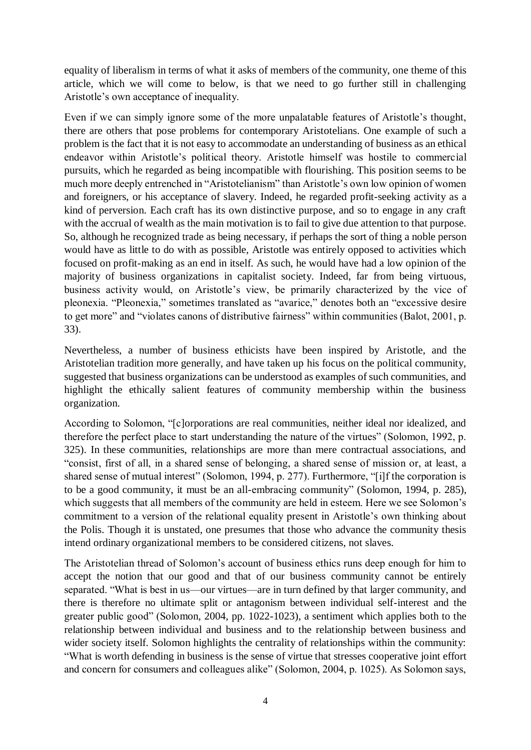equality of liberalism in terms of what it asks of members of the community, one theme of this article, which we will come to below, is that we need to go further still in challenging Aristotle's own acceptance of inequality.

Even if we can simply ignore some of the more unpalatable features of Aristotle's thought, there are others that pose problems for contemporary Aristotelians. One example of such a problem is the fact that it is not easy to accommodate an understanding of business as an ethical endeavor within Aristotle's political theory. Aristotle himself was hostile to commercial pursuits, which he regarded as being incompatible with flourishing. This position seems to be much more deeply entrenched in "Aristotelianism" than Aristotle's own low opinion of women and foreigners, or his acceptance of slavery. Indeed, he regarded profit-seeking activity as a kind of perversion. Each craft has its own distinctive purpose, and so to engage in any craft with the accrual of wealth as the main motivation is to fail to give due attention to that purpose. So, although he recognized trade as being necessary, if perhaps the sort of thing a noble person would have as little to do with as possible, Aristotle was entirely opposed to activities which focused on profit-making as an end in itself. As such, he would have had a low opinion of the majority of business organizations in capitalist society. Indeed, far from being virtuous, business activity would, on Aristotle's view, be primarily characterized by the vice of pleonexia. "Pleonexia," sometimes translated as "avarice," denotes both an "excessive desire to get more" and "violates canons of distributive fairness" within communities (Balot, 2001, p. 33).

Nevertheless, a number of business ethicists have been inspired by Aristotle, and the Aristotelian tradition more generally, and have taken up his focus on the political community, suggested that business organizations can be understood as examples of such communities, and highlight the ethically salient features of community membership within the business organization.

According to Solomon, "[c]orporations are real communities, neither ideal nor idealized, and therefore the perfect place to start understanding the nature of the virtues" (Solomon, 1992, p. 325). In these communities, relationships are more than mere contractual associations, and "consist, first of all, in a shared sense of belonging, a shared sense of mission or, at least, a shared sense of mutual interest" (Solomon, 1994, p. 277). Furthermore, "[i]f the corporation is to be a good community, it must be an all-embracing community" (Solomon, 1994, p. 285), which suggests that all members of the community are held in esteem. Here we see Solomon's commitment to a version of the relational equality present in Aristotle's own thinking about the Polis. Though it is unstated, one presumes that those who advance the community thesis intend ordinary organizational members to be considered citizens, not slaves.

The Aristotelian thread of Solomon's account of business ethics runs deep enough for him to accept the notion that our good and that of our business community cannot be entirely separated. "What is best in us—our virtues—are in turn defined by that larger community, and there is therefore no ultimate split or antagonism between individual self-interest and the greater public good" (Solomon, 2004, pp. 1022-1023), a sentiment which applies both to the relationship between individual and business and to the relationship between business and wider society itself. Solomon highlights the centrality of relationships within the community: "What is worth defending in business is the sense of virtue that stresses cooperative joint effort and concern for consumers and colleagues alike" (Solomon, 2004, p. 1025). As Solomon says,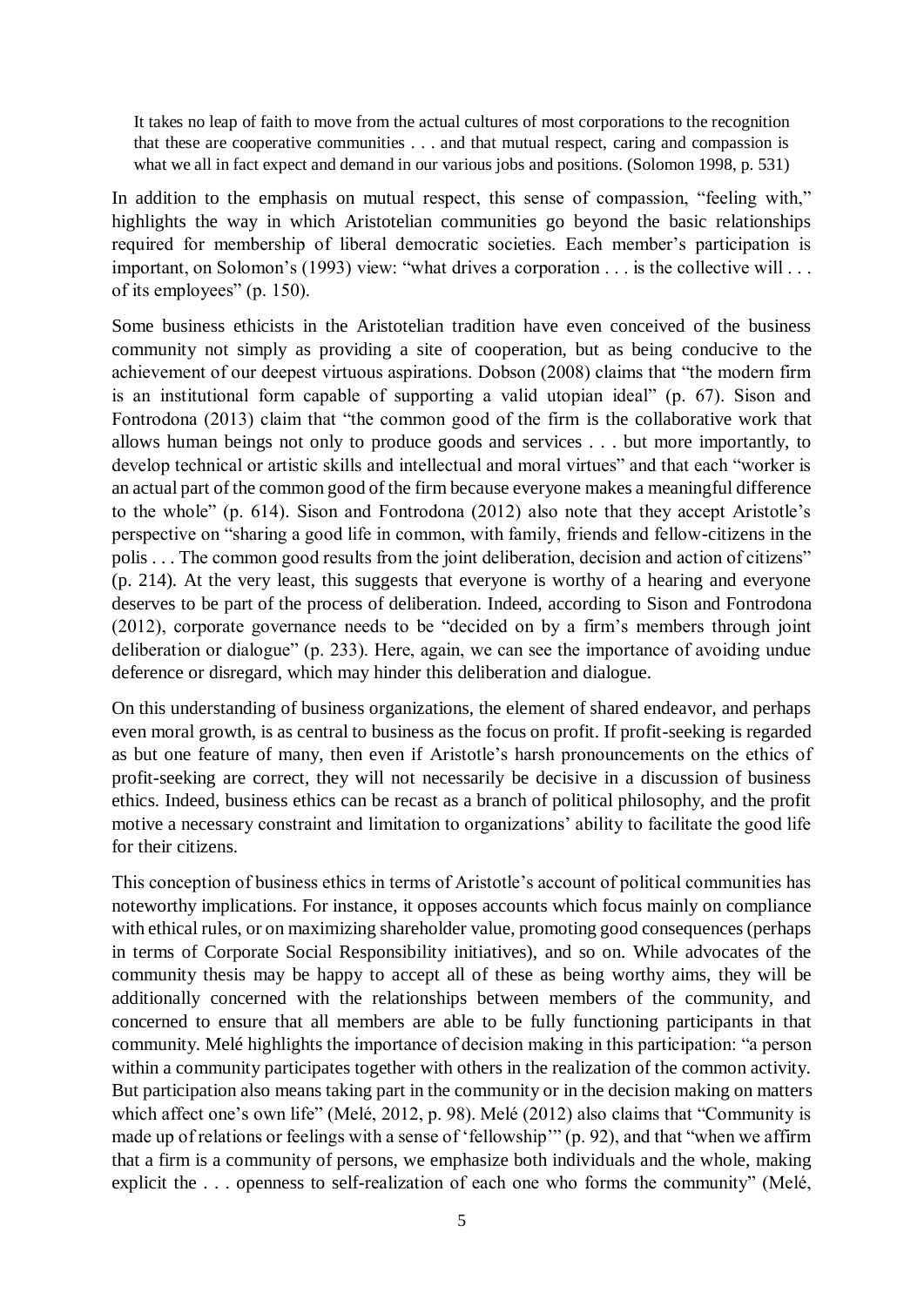> It takes no leap of faith to move from the actual cultures of most corporations to the recognition that these are cooperative communities . . . and that mutual respect, caring and compassion is what we all in fact expect and demand in our various jobs and positions. (Solomon 1998, p. 531)

In addition to the emphasis on mutual respect, this sense of compassion, "feeling with," highlights the way in which Aristotelian communities go beyond the basic relationships required for membership of liberal democratic societies. Each member's participation is important, on Solomon's (1993) view: "what drives a corporation . . . is the collective will . . . of its employees" (p. 150).

Some business ethicists in the Aristotelian tradition have even conceived of the business community not simply as providing a site of cooperation, but as being conducive to the achievement of our deepest virtuous aspirations. Dobson (2008) claims that "the modern firm is an institutional form capable of supporting a valid utopian ideal" (p. 67). Sison and Fontrodona (2013) claim that "the common good of the firm is the collaborative work that allows human beings not only to produce goods and services . . . but more importantly, to develop technical or artistic skills and intellectual and moral virtues" and that each "worker is an actual part of the common good of the firm because everyone makes a meaningful difference to the whole" (p. 614). Sison and Fontrodona (2012) also note that they accept Aristotle's perspective on "sharing a good life in common, with family, friends and fellow-citizens in the polis . . . The common good results from the joint deliberation, decision and action of citizens" (p. 214). At the very least, this suggests that everyone is worthy of a hearing and everyone deserves to be part of the process of deliberation. Indeed, according to Sison and Fontrodona (2012), corporate governance needs to be "decided on by a firm's members through joint deliberation or dialogue" (p. 233). Here, again, we can see the importance of avoiding undue deference or disregard, which may hinder this deliberation and dialogue.

On this understanding of business organizations, the element of shared endeavor, and perhaps even moral growth, is as central to business as the focus on profit. If profit-seeking is regarded as but one feature of many, then even if Aristotle's harsh pronouncements on the ethics of profit-seeking are correct, they will not necessarily be decisive in a discussion of business ethics. Indeed, business ethics can be recast as a branch of political philosophy, and the profit motive a necessary constraint and limitation to organizations' ability to facilitate the good life for their citizens.

This conception of business ethics in terms of Aristotle's account of political communities has noteworthy implications. For instance, it opposes accounts which focus mainly on compliance with ethical rules, or on maximizing shareholder value, promoting good consequences (perhaps in terms of Corporate Social Responsibility initiatives), and so on. While advocates of the community thesis may be happy to accept all of these as being worthy aims, they will be additionally concerned with the relationships between members of the community, and concerned to ensure that all members are able to be fully functioning participants in that community. Melé highlights the importance of decision making in this participation: "a person within a community participates together with others in the realization of the common activity. But participation also means taking part in the community or in the decision making on matters which affect one's own life" (Melé, 2012, p. 98). Melé (2012) also claims that "Community is made up of relations or feelings with a sense of 'fellowship'" (p. 92), and that "when we affirm that a firm is a community of persons, we emphasize both individuals and the whole, making explicit the . . . openness to self-realization of each one who forms the community" (Melé,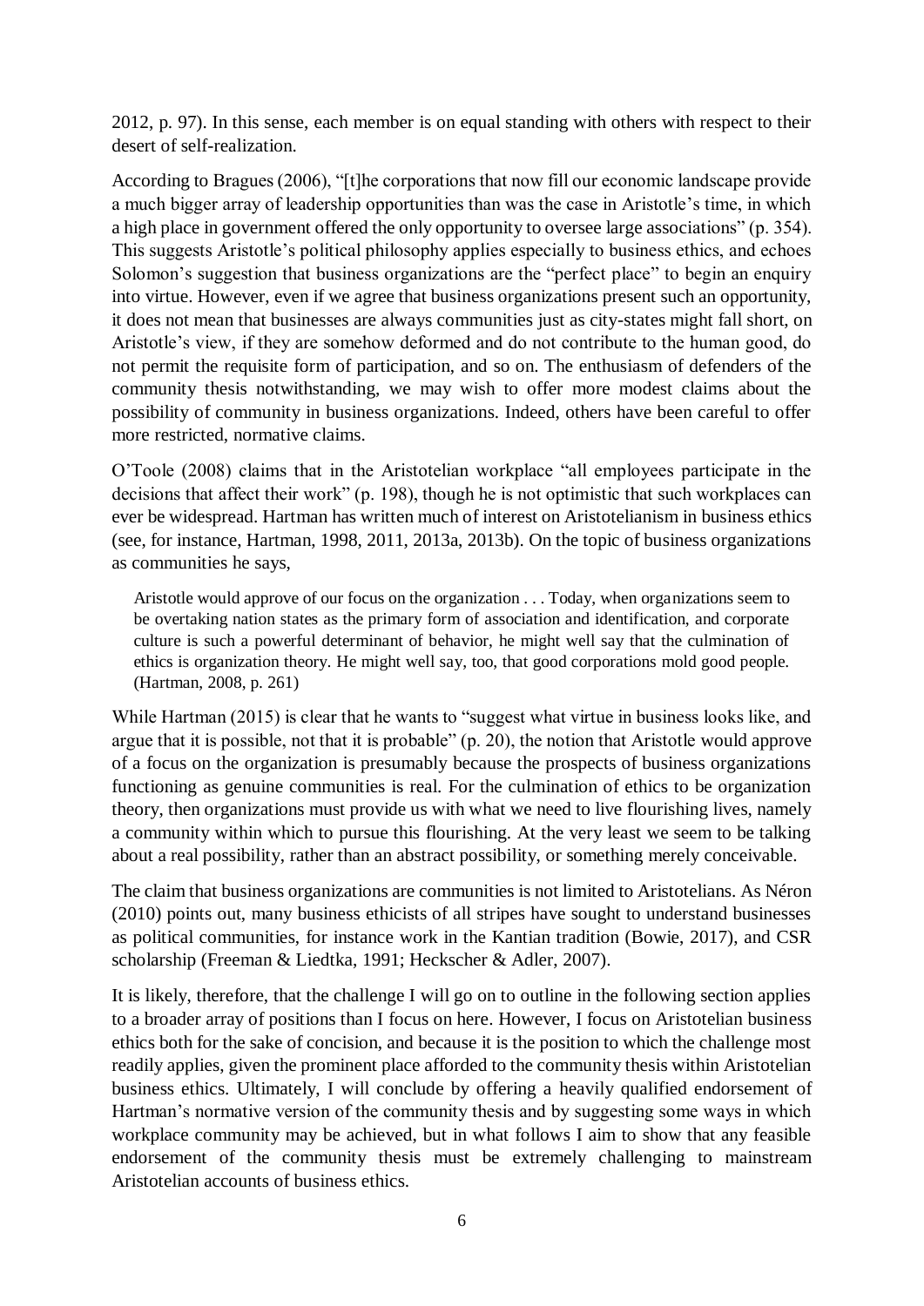2012, p. 97). In this sense, each member is on equal standing with others with respect to their desert of self-realization.

According to Bragues (2006), "[t]he corporations that now fill our economic landscape provide a much bigger array of leadership opportunities than was the case in Aristotle's time, in which a high place in government offered the only opportunity to oversee large associations" (p. 354). This suggests Aristotle's political philosophy applies especially to business ethics, and echoes Solomon's suggestion that business organizations are the "perfect place" to begin an enquiry into virtue. However, even if we agree that business organizations present such an opportunity, it does not mean that businesses are always communities just as city-states might fall short, on Aristotle's view, if they are somehow deformed and do not contribute to the human good, do not permit the requisite form of participation, and so on. The enthusiasm of defenders of the community thesis notwithstanding, we may wish to offer more modest claims about the possibility of community in business organizations. Indeed, others have been careful to offer more restricted, normative claims.

O'Toole (2008) claims that in the Aristotelian workplace "all employees participate in the decisions that affect their work" (p. 198), though he is not optimistic that such workplaces can ever be widespread. Hartman has written much of interest on Aristotelianism in business ethics (see, for instance, Hartman, 1998, 2011, 2013a, 2013b). On the topic of business organizations as communities he says,

> Aristotle would approve of our focus on the organization . . . Today, when organizations seem to be overtaking nation states as the primary form of association and identification, and corporate culture is such a powerful determinant of behavior, he might well say that the culmination of ethics is organization theory. He might well say, too, that good corporations mold good people. (Hartman, 2008, p. 261)

While Hartman (2015) is clear that he wants to "suggest what virtue in business looks like, and argue that it is possible, not that it is probable" (p. 20), the notion that Aristotle would approve of a focus on the organization is presumably because the prospects of business organizations functioning as genuine communities is real. For the culmination of ethics to be organization theory, then organizations must provide us with what we need to live flourishing lives, namely a community within which to pursue this flourishing. At the very least we seem to be talking about a real possibility, rather than an abstract possibility, or something merely conceivable.

The claim that business organizations are communities is not limited to Aristotelians. As Néron (2010) points out, many business ethicists of all stripes have sought to understand businesses as political communities, for instance work in the Kantian tradition (Bowie, 2017), and CSR scholarship (Freeman & Liedtka, 1991; Heckscher & Adler, 2007).

It is likely, therefore, that the challenge I will go on to outline in the following section applies to a broader array of positions than I focus on here. However, I focus on Aristotelian business ethics both for the sake of concision, and because it is the position to which the challenge most readily applies, given the prominent place afforded to the community thesis within Aristotelian business ethics. Ultimately, I will conclude by offering a heavily qualified endorsement of Hartman's normative version of the community thesis and by suggesting some ways in which workplace community may be achieved, but in what follows I aim to show that any feasible endorsement of the community thesis must be extremely challenging to mainstream Aristotelian accounts of business ethics.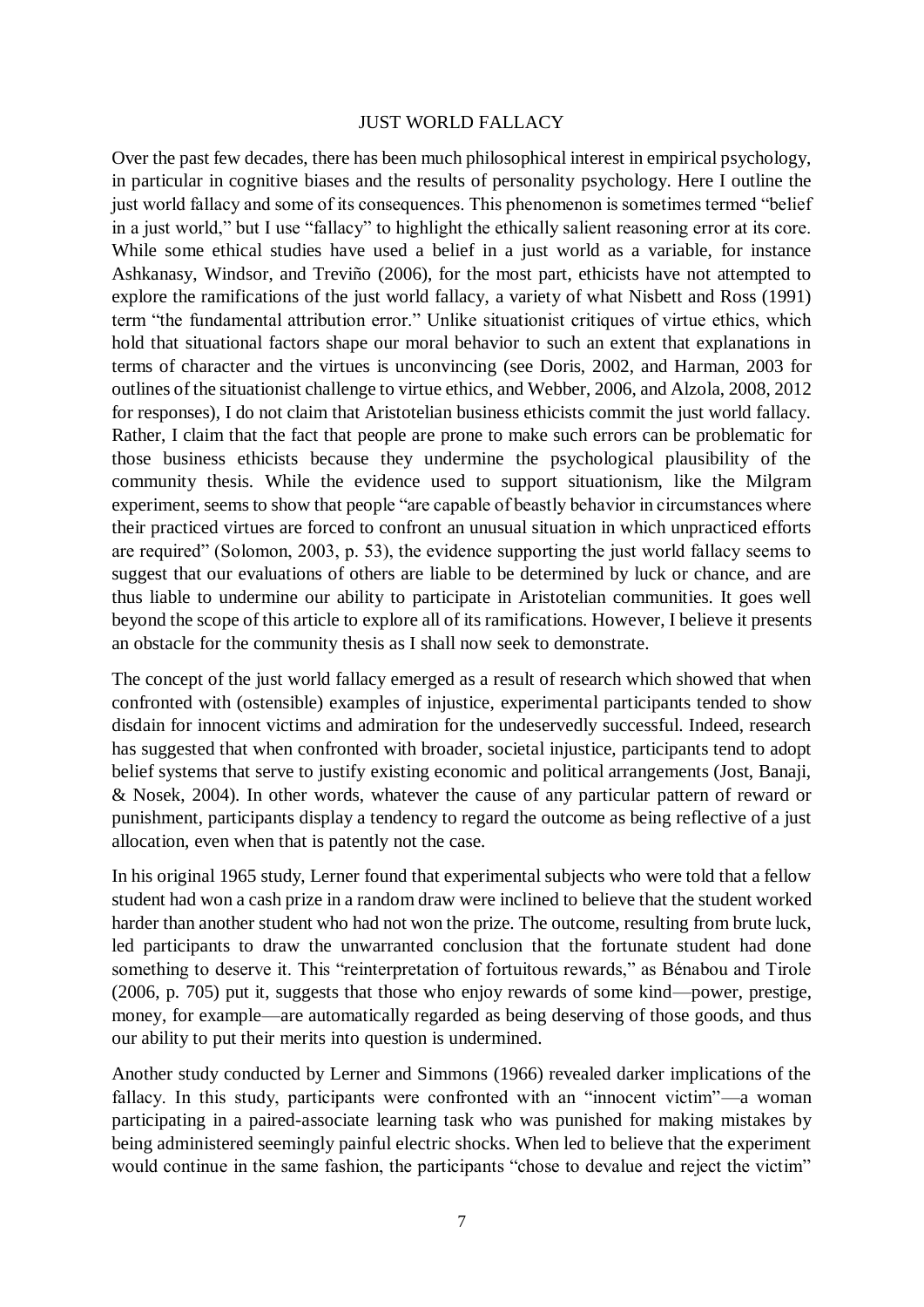## JUST WORLD FALLACY

Over the past few decades, there has been much philosophical interest in empirical psychology, in particular in cognitive biases and the results of personality psychology. Here I outline the just world fallacy and some of its consequences. This phenomenon is sometimes termed "belief in a just world," but I use "fallacy" to highlight the ethically salient reasoning error at its core. While some ethical studies have used a belief in a just world as a variable, for instance Ashkanasy, Windsor, and Treviño (2006), for the most part, ethicists have not attempted to explore the ramifications of the just world fallacy, a variety of what Nisbett and Ross (1991) term "the fundamental attribution error." Unlike situationist critiques of virtue ethics, which hold that situational factors shape our moral behavior to such an extent that explanations in terms of character and the virtues is unconvincing (see Doris, 2002, and Harman, 2003 for outlines of the situationist challenge to virtue ethics, and Webber, 2006, and Alzola, 2008, 2012 for responses), I do not claim that Aristotelian business ethicists commit the just world fallacy. Rather, I claim that the fact that people are prone to make such errors can be problematic for those business ethicists because they undermine the psychological plausibility of the community thesis. While the evidence used to support situationism, like the Milgram experiment, seems to show that people "are capable of beastly behavior in circumstances where their practiced virtues are forced to confront an unusual situation in which unpracticed efforts are required" (Solomon, 2003, p. 53), the evidence supporting the just world fallacy seems to suggest that our evaluations of others are liable to be determined by luck or chance, and are thus liable to undermine our ability to participate in Aristotelian communities. It goes well beyond the scope of this article to explore all of its ramifications. However, I believe it presents an obstacle for the community thesis as I shall now seek to demonstrate.

The concept of the just world fallacy emerged as a result of research which showed that when confronted with (ostensible) examples of injustice, experimental participants tended to show disdain for innocent victims and admiration for the undeservedly successful. Indeed, research has suggested that when confronted with broader, societal injustice, participants tend to adopt belief systems that serve to justify existing economic and political arrangements (Jost, Banaji, & Nosek, 2004). In other words, whatever the cause of any particular pattern of reward or punishment, participants display a tendency to regard the outcome as being reflective of a just allocation, even when that is patently not the case.

In his original 1965 study, Lerner found that experimental subjects who were told that a fellow student had won a cash prize in a random draw were inclined to believe that the student worked harder than another student who had not won the prize. The outcome, resulting from brute luck, led participants to draw the unwarranted conclusion that the fortunate student had done something to deserve it. This "reinterpretation of fortuitous rewards," as Bénabou and Tirole (2006, p. 705) put it, suggests that those who enjoy rewards of some kind—power, prestige, money, for example—are automatically regarded as being deserving of those goods, and thus our ability to put their merits into question is undermined.

Another study conducted by Lerner and Simmons (1966) revealed darker implications of the fallacy. In this study, participants were confronted with an "innocent victim"—a woman participating in a paired-associate learning task who was punished for making mistakes by being administered seemingly painful electric shocks. When led to believe that the experiment would continue in the same fashion, the participants "chose to devalue and reject the victim"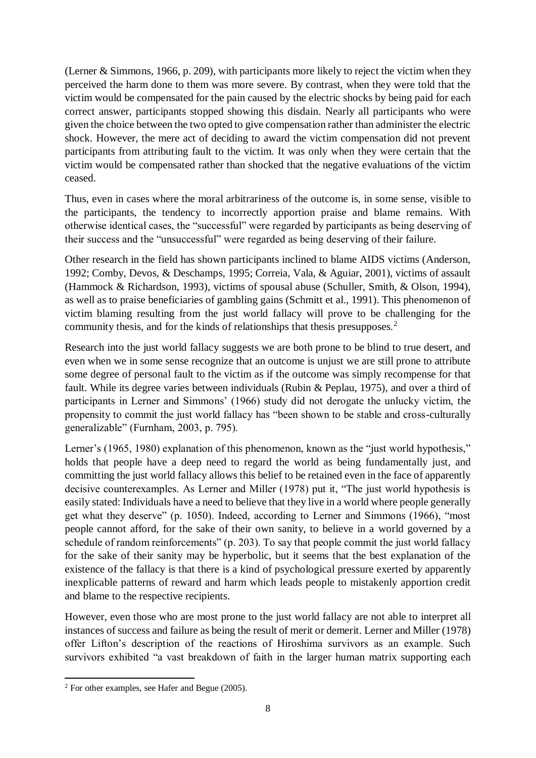(Lerner & Simmons, 1966, p. 209), with participants more likely to reject the victim when they perceived the harm done to them was more severe. By contrast, when they were told that the victim would be compensated for the pain caused by the electric shocks by being paid for each correct answer, participants stopped showing this disdain. Nearly all participants who were given the choice between the two opted to give compensation rather than administer the electric shock. However, the mere act of deciding to award the victim compensation did not prevent participants from attributing fault to the victim. It was only when they were certain that the victim would be compensated rather than shocked that the negative evaluations of the victim ceased.

Thus, even in cases where the moral arbitrariness of the outcome is, in some sense, visible to the participants, the tendency to incorrectly apportion praise and blame remains. With otherwise identical cases, the "successful" were regarded by participants as being deserving of their success and the "unsuccessful" were regarded as being deserving of their failure.

Other research in the field has shown participants inclined to blame AIDS victims (Anderson, 1992; Comby, Devos, & Deschamps, 1995; Correia, Vala, & Aguiar, 2001), victims of assault (Hammock & Richardson, 1993), victims of spousal abuse (Schuller, Smith, & Olson, 1994), as well as to praise beneficiaries of gambling gains (Schmitt et al., 1991). This phenomenon of victim blaming resulting from the just world fallacy will prove to be challenging for the community thesis, and for the kinds of relationships that thesis presupposes.[2]

Research into the just world fallacy suggests we are both prone to be blind to true desert, and even when we in some sense recognize that an outcome is unjust we are still prone to attribute some degree of personal fault to the victim as if the outcome was simply recompense for that fault. While its degree varies between individuals (Rubin & Peplau, 1975), and over a third of participants in Lerner and Simmons' (1966) study did not derogate the unlucky victim, the propensity to commit the just world fallacy has "been shown to be stable and cross-culturally generalizable" (Furnham, 2003, p. 795).

Lerner's (1965, 1980) explanation of this phenomenon, known as the "just world hypothesis," holds that people have a deep need to regard the world as being fundamentally just, and committing the just world fallacy allows this belief to be retained even in the face of apparently decisive counterexamples. As Lerner and Miller (1978) put it, "The just world hypothesis is easily stated: Individuals have a need to believe that they live in a world where people generally get what they deserve" (p. 1050). Indeed, according to Lerner and Simmons (1966), "most people cannot afford, for the sake of their own sanity, to believe in a world governed by a schedule of random reinforcements" (p. 203). To say that people commit the just world fallacy for the sake of their sanity may be hyperbolic, but it seems that the best explanation of the existence of the fallacy is that there is a kind of psychological pressure exerted by apparently inexplicable patterns of reward and harm which leads people to mistakenly apportion credit and blame to the respective recipients.

However, even those who are most prone to the just world fallacy are not able to interpret all instances of success and failure as being the result of merit or demerit. Lerner and Miller (1978) offer Lifton's description of the reactions of Hiroshima survivors as an example. Such survivors exhibited "a vast breakdown of faith in the larger human matrix supporting each

[2] For other examples, see Hafer and Begue (2005).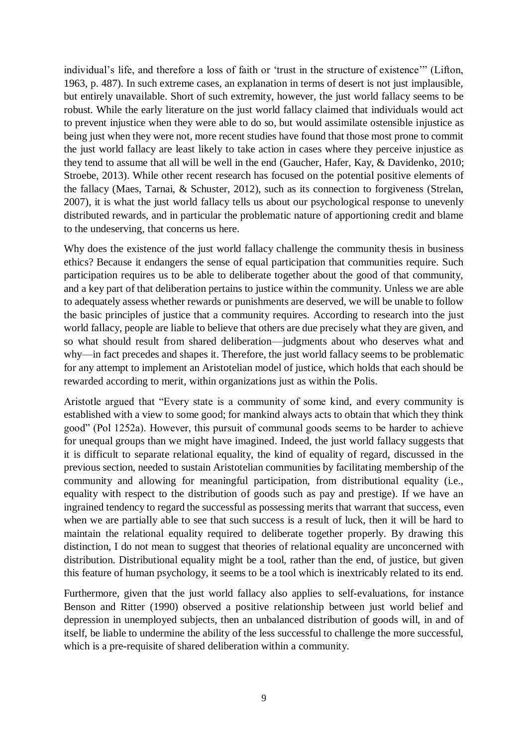individual's life, and therefore a loss of faith or 'trust in the structure of existence'" (Lifton, 1963, p. 487). In such extreme cases, an explanation in terms of desert is not just implausible, but entirely unavailable. Short of such extremity, however, the just world fallacy seems to be robust. While the early literature on the just world fallacy claimed that individuals would act to prevent injustice when they were able to do so, but would assimilate ostensible injustice as being just when they were not, more recent studies have found that those most prone to commit the just world fallacy are least likely to take action in cases where they perceive injustice as they tend to assume that all will be well in the end (Gaucher, Hafer, Kay, & Davidenko, 2010; Stroebe, 2013). While other recent research has focused on the potential positive elements of the fallacy (Maes, Tarnai, & Schuster, 2012), such as its connection to forgiveness (Strelan, 2007), it is what the just world fallacy tells us about our psychological response to unevenly distributed rewards, and in particular the problematic nature of apportioning credit and blame to the undeserving, that concerns us here.

Why does the existence of the just world fallacy challenge the community thesis in business ethics? Because it endangers the sense of equal participation that communities require. Such participation requires us to be able to deliberate together about the good of that community, and a key part of that deliberation pertains to justice within the community. Unless we are able to adequately assess whether rewards or punishments are deserved, we will be unable to follow the basic principles of justice that a community requires. According to research into the just world fallacy, people are liable to believe that others are due precisely what they are given, and so what should result from shared deliberation—judgments about who deserves what and why—in fact precedes and shapes it. Therefore, the just world fallacy seems to be problematic for any attempt to implement an Aristotelian model of justice, which holds that each should be rewarded according to merit, within organizations just as within the Polis.

Aristotle argued that "Every state is a community of some kind, and every community is established with a view to some good; for mankind always acts to obtain that which they think good" (Pol 1252a). However, this pursuit of communal goods seems to be harder to achieve for unequal groups than we might have imagined. Indeed, the just world fallacy suggests that it is difficult to separate relational equality, the kind of equality of regard, discussed in the previous section, needed to sustain Aristotelian communities by facilitating membership of the community and allowing for meaningful participation, from distributional equality (i.e., equality with respect to the distribution of goods such as pay and prestige). If we have an ingrained tendency to regard the successful as possessing merits that warrant that success, even when we are partially able to see that such success is a result of luck, then it will be hard to maintain the relational equality required to deliberate together properly. By drawing this distinction, I do not mean to suggest that theories of relational equality are unconcerned with distribution. Distributional equality might be a tool, rather than the end, of justice, but given this feature of human psychology, it seems to be a tool which is inextricably related to its end.

Furthermore, given that the just world fallacy also applies to self-evaluations, for instance Benson and Ritter (1990) observed a positive relationship between just world belief and depression in unemployed subjects, then an unbalanced distribution of goods will, in and of itself, be liable to undermine the ability of the less successful to challenge the more successful, which is a pre-requisite of shared deliberation within a community.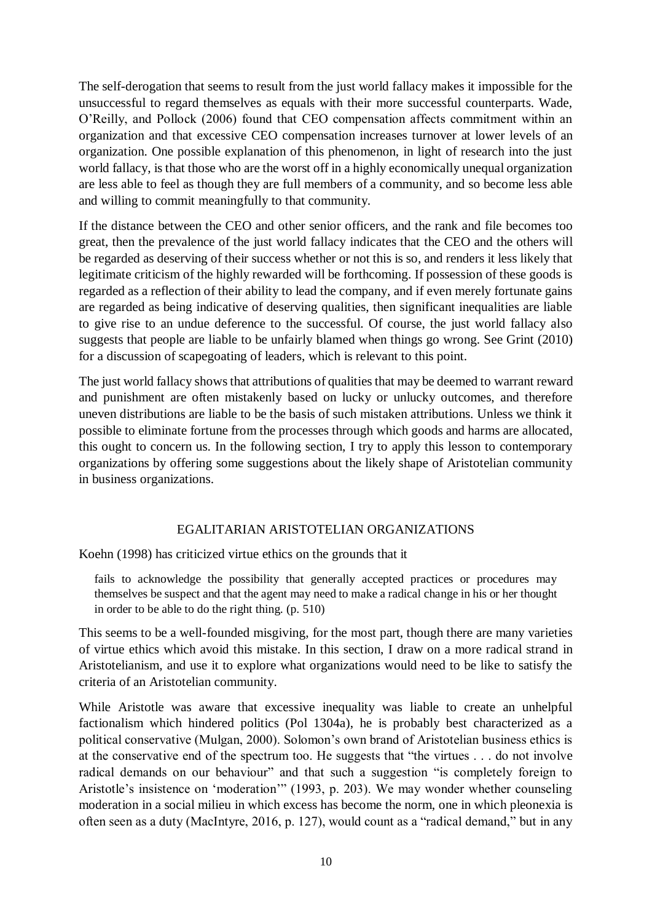The self-derogation that seems to result from the just world fallacy makes it impossible for the unsuccessful to regard themselves as equals with their more successful counterparts. Wade, O'Reilly, and Pollock (2006) found that CEO compensation affects commitment within an organization and that excessive CEO compensation increases turnover at lower levels of an organization. One possible explanation of this phenomenon, in light of research into the just world fallacy, is that those who are the worst off in a highly economically unequal organization are less able to feel as though they are full members of a community, and so become less able and willing to commit meaningfully to that community.

If the distance between the CEO and other senior officers, and the rank and file becomes too great, then the prevalence of the just world fallacy indicates that the CEO and the others will be regarded as deserving of their success whether or not this is so, and renders it less likely that legitimate criticism of the highly rewarded will be forthcoming. If possession of these goods is regarded as a reflection of their ability to lead the company, and if even merely fortunate gains are regarded as being indicative of deserving qualities, then significant inequalities are liable to give rise to an undue deference to the successful. Of course, the just world fallacy also suggests that people are liable to be unfairly blamed when things go wrong. See Grint (2010) for a discussion of scapegoating of leaders, which is relevant to this point.

The just world fallacy shows that attributions of qualities that may be deemed to warrant reward and punishment are often mistakenly based on lucky or unlucky outcomes, and therefore uneven distributions are liable to be the basis of such mistaken attributions. Unless we think it possible to eliminate fortune from the processes through which goods and harms are allocated, this ought to concern us. In the following section, I try to apply this lesson to contemporary organizations by offering some suggestions about the likely shape of Aristotelian community in business organizations.

## EGALITARIAN ARISTOTELIAN ORGANIZATIONS

Koehn (1998) has criticized virtue ethics on the grounds that it

> fails to acknowledge the possibility that generally accepted practices or procedures may themselves be suspect and that the agent may need to make a radical change in his or her thought in order to be able to do the right thing. (p. 510)

This seems to be a well-founded misgiving, for the most part, though there are many varieties of virtue ethics which avoid this mistake. In this section, I draw on a more radical strand in Aristotelianism, and use it to explore what organizations would need to be like to satisfy the criteria of an Aristotelian community.

While Aristotle was aware that excessive inequality was liable to create an unhelpful factionalism which hindered politics (Pol 1304a), he is probably best characterized as a political conservative (Mulgan, 2000). Solomon's own brand of Aristotelian business ethics is at the conservative end of the spectrum too. He suggests that "the virtues . . . do not involve radical demands on our behaviour" and that such a suggestion "is completely foreign to Aristotle's insistence on 'moderation'" (1993, p. 203). We may wonder whether counseling moderation in a social milieu in which excess has become the norm, one in which pleonexia is often seen as a duty (MacIntyre, 2016, p. 127), would count as a "radical demand," but in any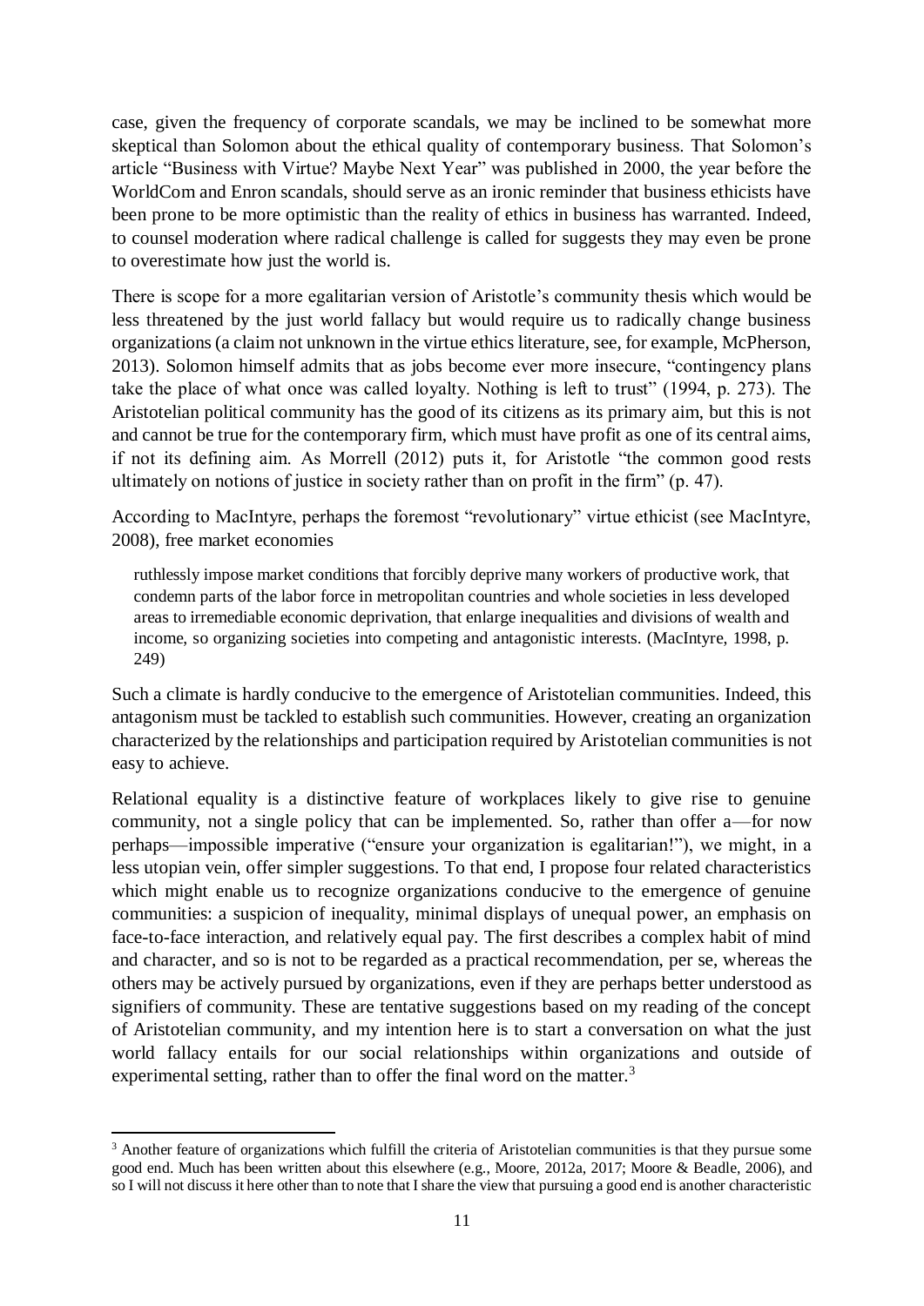case, given the frequency of corporate scandals, we may be inclined to be somewhat more skeptical than Solomon about the ethical quality of contemporary business. That Solomon's article "Business with Virtue? Maybe Next Year" was published in 2000, the year before the WorldCom and Enron scandals, should serve as an ironic reminder that business ethicists have been prone to be more optimistic than the reality of ethics in business has warranted. Indeed, to counsel moderation where radical challenge is called for suggests they may even be prone to overestimate how just the world is.

There is scope for a more egalitarian version of Aristotle's community thesis which would be less threatened by the just world fallacy but would require us to radically change business organizations (a claim not unknown in the virtue ethics literature, see, for example, McPherson, 2013). Solomon himself admits that as jobs become ever more insecure, "contingency plans take the place of what once was called loyalty. Nothing is left to trust" (1994, p. 273). The Aristotelian political community has the good of its citizens as its primary aim, but this is not and cannot be true for the contemporary firm, which must have profit as one of its central aims, if not its defining aim. As Morrell (2012) puts it, for Aristotle "the common good rests ultimately on notions of justice in society rather than on profit in the firm" (p. 47).

According to MacIntyre, perhaps the foremost "revolutionary" virtue ethicist (see MacIntyre, 2008), free market economies

> ruthlessly impose market conditions that forcibly deprive many workers of productive work, that condemn parts of the labor force in metropolitan countries and whole societies in less developed areas to irremediable economic deprivation, that enlarge inequalities and divisions of wealth and income, so organizing societies into competing and antagonistic interests. (MacIntyre, 1998, p. 249)

Such a climate is hardly conducive to the emergence of Aristotelian communities. Indeed, this antagonism must be tackled to establish such communities. However, creating an organization characterized by the relationships and participation required by Aristotelian communities is not easy to achieve.

Relational equality is a distinctive feature of workplaces likely to give rise to genuine community, not a single policy that can be implemented. So, rather than offer a—for now perhaps—impossible imperative ("ensure your organization is egalitarian!"), we might, in a less utopian vein, offer simpler suggestions. To that end, I propose four related characteristics which might enable us to recognize organizations conducive to the emergence of genuine communities: a suspicion of inequality, minimal displays of unequal power, an emphasis on face-to-face interaction, and relatively equal pay. The first describes a complex habit of mind and character, and so is not to be regarded as a practical recommendation, per se, whereas the others may be actively pursued by organizations, even if they are perhaps better understood as signifiers of community. These are tentative suggestions based on my reading of the concept of Aristotelian community, and my intention here is to start a conversation on what the just world fallacy entails for our social relationships within organizations and outside of experimental setting, rather than to offer the final word on the matter.[3]

[3] Another feature of organizations which fulfill the criteria of Aristotelian communities is that they pursue some good end. Much has been written about this elsewhere (e.g., Moore, 2012a, 2017; Moore & Beadle, 2006), and so I will not discuss it here other than to note that I share the view that pursuing a good end is another characteristic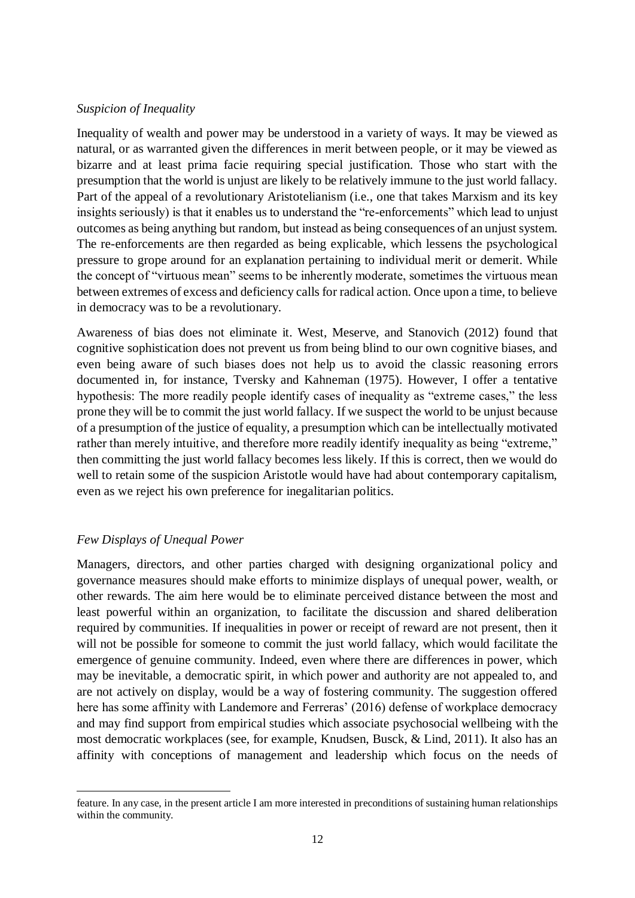*Suspicion of Inequality*

Inequality of wealth and power may be understood in a variety of ways. It may be viewed as natural, or as warranted given the differences in merit between people, or it may be viewed as bizarre and at least prima facie requiring special justification. Those who start with the presumption that the world is unjust are likely to be relatively immune to the just world fallacy. Part of the appeal of a revolutionary Aristotelianism (i.e., one that takes Marxism and its key insights seriously) is that it enables us to understand the "re-enforcements" which lead to unjust outcomes as being anything but random, but instead as being consequences of an unjust system. The re-enforcements are then regarded as being explicable, which lessens the psychological pressure to grope around for an explanation pertaining to individual merit or demerit. While the concept of "virtuous mean" seems to be inherently moderate, sometimes the virtuous mean between extremes of excess and deficiency calls for radical action. Once upon a time, to believe in democracy was to be a revolutionary.

Awareness of bias does not eliminate it. West, Meserve, and Stanovich (2012) found that cognitive sophistication does not prevent us from being blind to our own cognitive biases, and even being aware of such biases does not help us to avoid the classic reasoning errors documented in, for instance, Tversky and Kahneman (1975). However, I offer a tentative hypothesis: The more readily people identify cases of inequality as "extreme cases," the less prone they will be to commit the just world fallacy. If we suspect the world to be unjust because of a presumption of the justice of equality, a presumption which can be intellectually motivated rather than merely intuitive, and therefore more readily identify inequality as being "extreme," then committing the just world fallacy becomes less likely. If this is correct, then we would do well to retain some of the suspicion Aristotle would have had about contemporary capitalism, even as we reject his own preference for inegalitarian politics.

*Few Displays of Unequal Power*

Managers, directors, and other parties charged with designing organizational policy and governance measures should make efforts to minimize displays of unequal power, wealth, or other rewards. The aim here would be to eliminate perceived distance between the most and least powerful within an organization, to facilitate the discussion and shared deliberation required by communities. If inequalities in power or receipt of reward are not present, then it will not be possible for someone to commit the just world fallacy, which would facilitate the emergence of genuine community. Indeed, even where there are differences in power, which may be inevitable, a democratic spirit, in which power and authority are not appealed to, and are not actively on display, would be a way of fostering community. The suggestion offered here has some affinity with Landemore and Ferreras' (2016) defense of workplace democracy and may find support from empirical studies which associate psychosocial wellbeing with the most democratic workplaces (see, for example, Knudsen, Busck, & Lind, 2011). It also has an affinity with conceptions of management and leadership which focus on the needs of

feature. In any case, in the present article I am more interested in preconditions of sustaining human relationships within the community.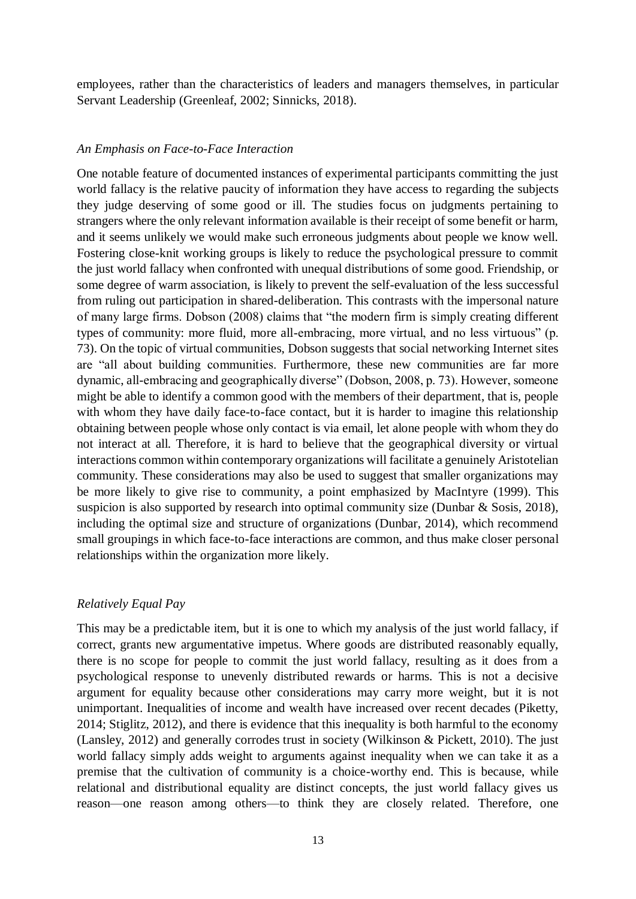employees, rather than the characteristics of leaders and managers themselves, in particular Servant Leadership (Greenleaf, 2002; Sinnicks, 2018).

### *An Emphasis on Face-to-Face Interaction*

One notable feature of documented instances of experimental participants committing the just world fallacy is the relative paucity of information they have access to regarding the subjects they judge deserving of some good or ill. The studies focus on judgments pertaining to strangers where the only relevant information available is their receipt of some benefit or harm, and it seems unlikely we would make such erroneous judgments about people we know well. Fostering close-knit working groups is likely to reduce the psychological pressure to commit the just world fallacy when confronted with unequal distributions of some good. Friendship, or some degree of warm association, is likely to prevent the self-evaluation of the less successful from ruling out participation in shared-deliberation. This contrasts with the impersonal nature of many large firms. Dobson (2008) claims that "the modern firm is simply creating different types of community: more fluid, more all-embracing, more virtual, and no less virtuous" (p. 73). On the topic of virtual communities, Dobson suggests that social networking Internet sites are "all about building communities. Furthermore, these new communities are far more dynamic, all-embracing and geographically diverse" (Dobson, 2008, p. 73). However, someone might be able to identify a common good with the members of their department, that is, people with whom they have daily face-to-face contact, but it is harder to imagine this relationship obtaining between people whose only contact is via email, let alone people with whom they do not interact at all. Therefore, it is hard to believe that the geographical diversity or virtual interactions common within contemporary organizations will facilitate a genuinely Aristotelian community. These considerations may also be used to suggest that smaller organizations may be more likely to give rise to community, a point emphasized by MacIntyre (1999). This suspicion is also supported by research into optimal community size (Dunbar & Sosis, 2018), including the optimal size and structure of organizations (Dunbar, 2014), which recommend small groupings in which face-to-face interactions are common, and thus make closer personal relationships within the organization more likely.

### *Relatively Equal Pay*

This may be a predictable item, but it is one to which my analysis of the just world fallacy, if correct, grants new argumentative impetus. Where goods are distributed reasonably equally, there is no scope for people to commit the just world fallacy, resulting as it does from a psychological response to unevenly distributed rewards or harms. This is not a decisive argument for equality because other considerations may carry more weight, but it is not unimportant. Inequalities of income and wealth have increased over recent decades (Piketty, 2014; Stiglitz, 2012), and there is evidence that this inequality is both harmful to the economy (Lansley, 2012) and generally corrodes trust in society (Wilkinson & Pickett, 2010). The just world fallacy simply adds weight to arguments against inequality when we can take it as a premise that the cultivation of community is a choice-worthy end. This is because, while relational and distributional equality are distinct concepts, the just world fallacy gives us reason—one reason among others—to think they are closely related. Therefore, one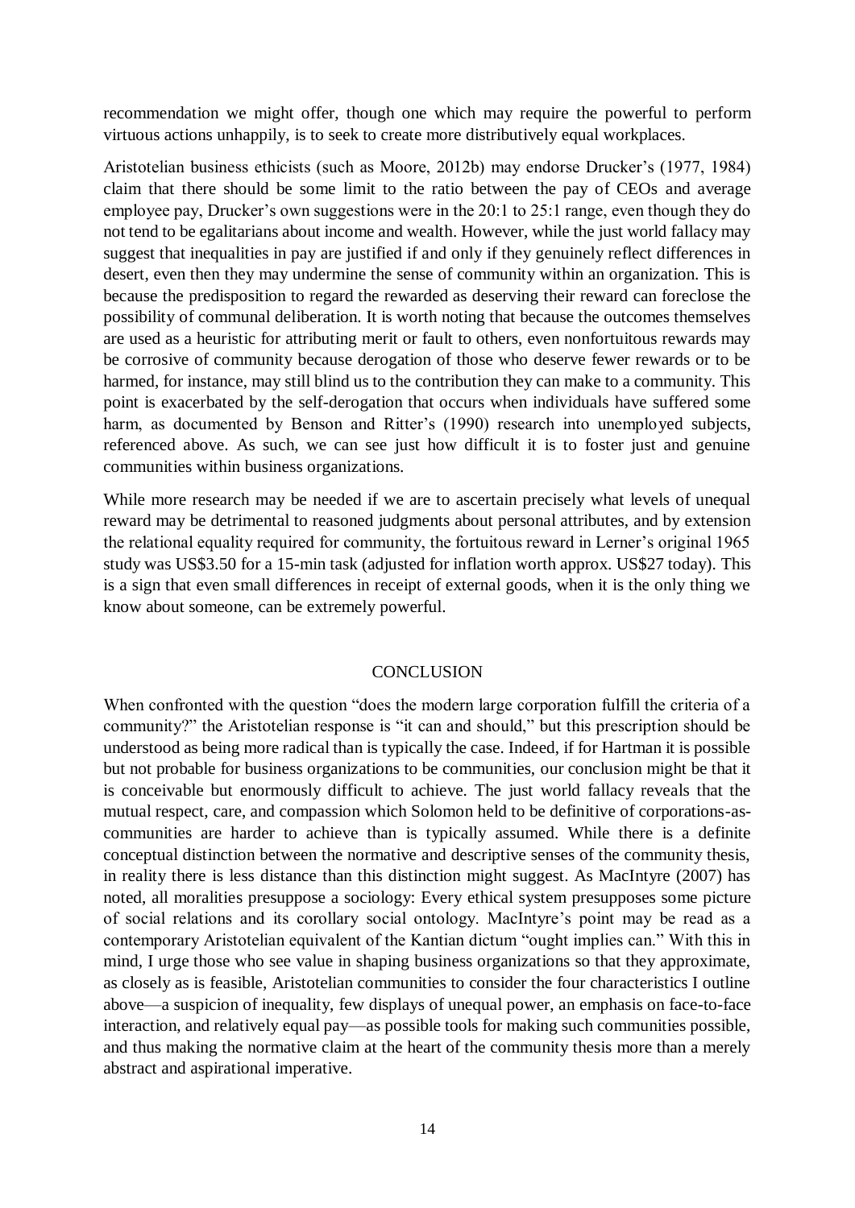recommendation we might offer, though one which may require the powerful to perform virtuous actions unhappily, is to seek to create more distributively equal workplaces.

Aristotelian business ethicists (such as Moore, 2012b) may endorse Drucker's (1977, 1984) claim that there should be some limit to the ratio between the pay of CEOs and average employee pay, Drucker's own suggestions were in the 20:1 to 25:1 range, even though they do not tend to be egalitarians about income and wealth. However, while the just world fallacy may suggest that inequalities in pay are justified if and only if they genuinely reflect differences in desert, even then they may undermine the sense of community within an organization. This is because the predisposition to regard the rewarded as deserving their reward can foreclose the possibility of communal deliberation. It is worth noting that because the outcomes themselves are used as a heuristic for attributing merit or fault to others, even nonfortuitous rewards may be corrosive of community because derogation of those who deserve fewer rewards or to be harmed, for instance, may still blind us to the contribution they can make to a community. This point is exacerbated by the self-derogation that occurs when individuals have suffered some harm, as documented by Benson and Ritter's (1990) research into unemployed subjects, referenced above. As such, we can see just how difficult it is to foster just and genuine communities within business organizations.

While more research may be needed if we are to ascertain precisely what levels of unequal reward may be detrimental to reasoned judgments about personal attributes, and by extension the relational equality required for community, the fortuitous reward in Lerner's original 1965 study was US$3.50 for a 15-min task (adjusted for inflation worth approx. US$27 today). This is a sign that even small differences in receipt of external goods, when it is the only thing we know about someone, can be extremely powerful.

## CONCLUSION

When confronted with the question "does the modern large corporation fulfill the criteria of a community?" the Aristotelian response is "it can and should," but this prescription should be understood as being more radical than is typically the case. Indeed, if for Hartman it is possible but not probable for business organizations to be communities, our conclusion might be that it is conceivable but enormously difficult to achieve. The just world fallacy reveals that the mutual respect, care, and compassion which Solomon held to be definitive of corporations-as-communities are harder to achieve than is typically assumed. While there is a definite conceptual distinction between the normative and descriptive senses of the community thesis, in reality there is less distance than this distinction might suggest. As MacIntyre (2007) has noted, all moralities presuppose a sociology: Every ethical system presupposes some picture of social relations and its corollary social ontology. MacIntyre's point may be read as a contemporary Aristotelian equivalent of the Kantian dictum "ought implies can." With this in mind, I urge those who see value in shaping business organizations so that they approximate, as closely as is feasible, Aristotelian communities to consider the four characteristics I outline above—a suspicion of inequality, few displays of unequal power, an emphasis on face-to-face interaction, and relatively equal pay—as possible tools for making such communities possible, and thus making the normative claim at the heart of the community thesis more than a merely abstract and aspirational imperative.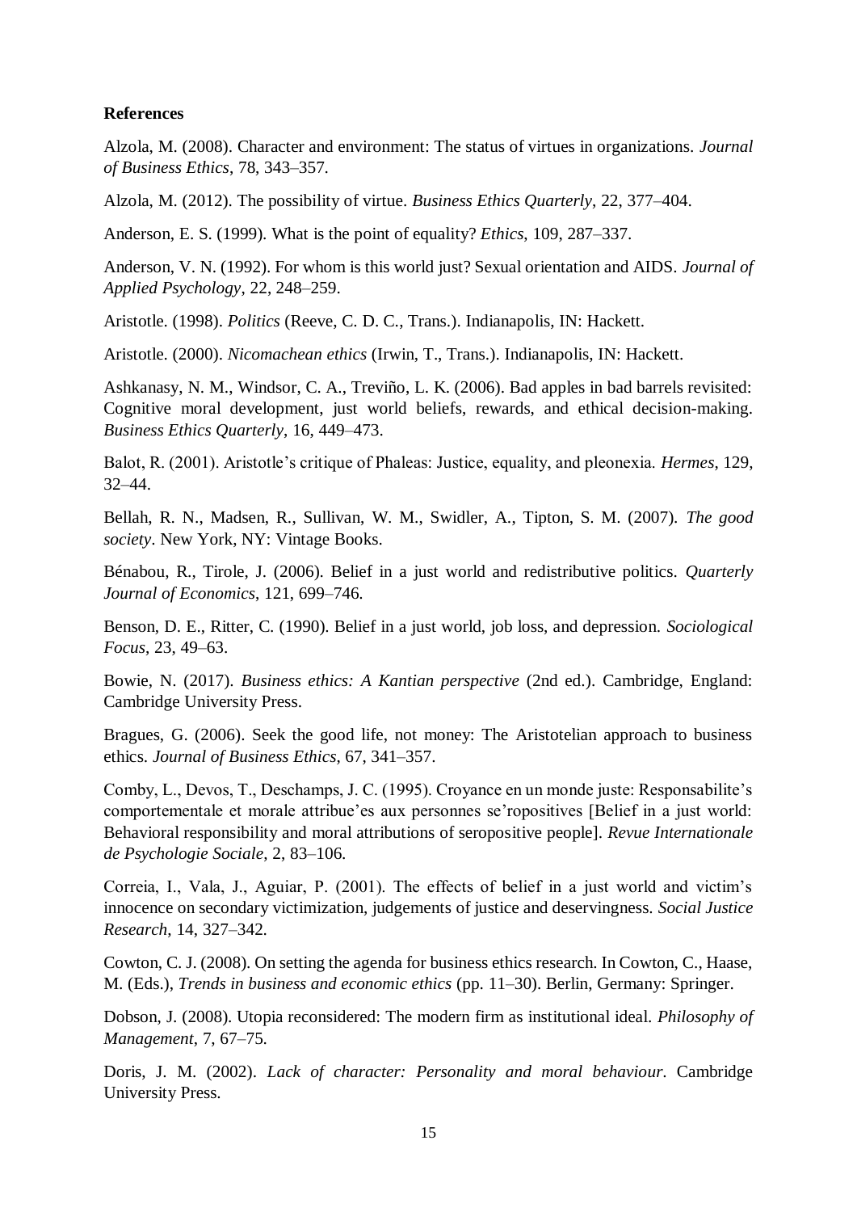**References**

Alzola, M. (2008). Character and environment: The status of virtues in organizations. *Journal of Business Ethics*, 78, 343–357.

Alzola, M. (2012). The possibility of virtue. *Business Ethics Quarterly*, 22, 377–404.

Anderson, E. S. (1999). What is the point of equality? *Ethics*, 109, 287–337.

Anderson, V. N. (1992). For whom is this world just? Sexual orientation and AIDS. *Journal of Applied Psychology*, 22, 248–259.

Aristotle. (1998). *Politics* (Reeve, C. D. C., Trans.). Indianapolis, IN: Hackett.

Aristotle. (2000). *Nicomachean ethics* (Irwin, T., Trans.). Indianapolis, IN: Hackett.

Ashkanasy, N. M., Windsor, C. A., Treviño, L. K. (2006). Bad apples in bad barrels revisited: Cognitive moral development, just world beliefs, rewards, and ethical decision-making. *Business Ethics Quarterly*, 16, 449–473.

Balot, R. (2001). Aristotle's critique of Phaleas: Justice, equality, and pleonexia. *Hermes*, 129, 32–44.

Bellah, R. N., Madsen, R., Sullivan, W. M., Swidler, A., Tipton, S. M. (2007). *The good society*. New York, NY: Vintage Books.

Bénabou, R., Tirole, J. (2006). Belief in a just world and redistributive politics. *Quarterly Journal of Economics*, 121, 699–746.

Benson, D. E., Ritter, C. (1990). Belief in a just world, job loss, and depression. *Sociological Focus*, 23, 49–63.

Bowie, N. (2017). *Business ethics: A Kantian perspective* (2nd ed.). Cambridge, England: Cambridge University Press.

Bragues, G. (2006). Seek the good life, not money: The Aristotelian approach to business ethics. *Journal of Business Ethics*, 67, 341–357.

Comby, L., Devos, T., Deschamps, J. C. (1995). Croyance en un monde juste: Responsabilite's comportementale et morale attribue'es aux personnes se'ropositives [Belief in a just world: Behavioral responsibility and moral attributions of seropositive people]. *Revue Internationale de Psychologie Sociale*, 2, 83–106.

Correia, I., Vala, J., Aguiar, P. (2001). The effects of belief in a just world and victim's innocence on secondary victimization, judgements of justice and deservingness. *Social Justice Research*, 14, 327–342.

Cowton, C. J. (2008). On setting the agenda for business ethics research. In Cowton, C., Haase, M. (Eds.), *Trends in business and economic ethics* (pp. 11–30). Berlin, Germany: Springer.

Dobson, J. (2008). Utopia reconsidered: The modern firm as institutional ideal. *Philosophy of Management*, 7, 67–75.

Doris, J. M. (2002). *Lack of character: Personality and moral behaviour*. Cambridge University Press.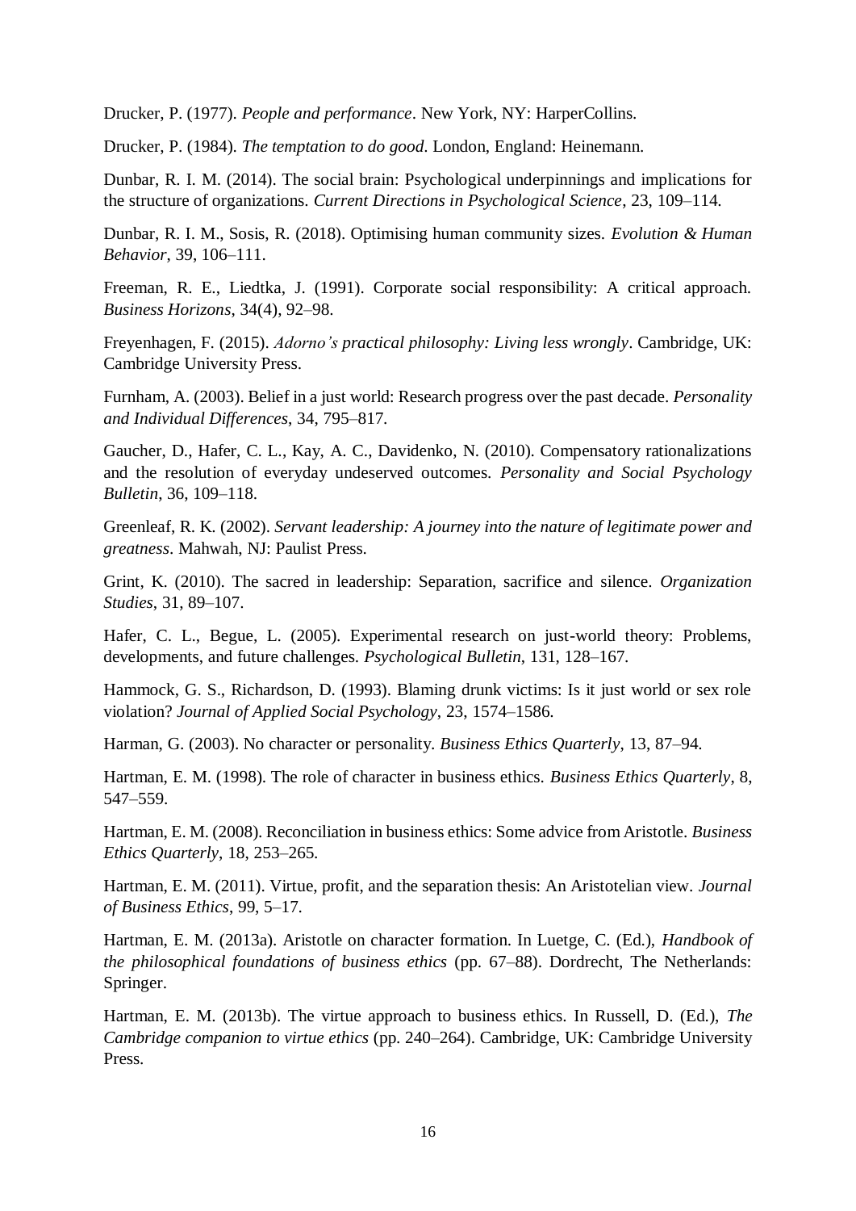Drucker, P. (1977). *People and performance*. New York, NY: HarperCollins.

Drucker, P. (1984). *The temptation to do good*. London, England: Heinemann.

Dunbar, R. I. M. (2014). The social brain: Psychological underpinnings and implications for the structure of organizations. *Current Directions in Psychological Science*, 23, 109–114.

Dunbar, R. I. M., Sosis, R. (2018). Optimising human community sizes. *Evolution & Human Behavior*, 39, 106–111.

Freeman, R. E., Liedtka, J. (1991). Corporate social responsibility: A critical approach. *Business Horizons*, 34(4), 92–98.

Freyenhagen, F. (2015). *Adorno's practical philosophy: Living less wrongly*. Cambridge, UK: Cambridge University Press.

Furnham, A. (2003). Belief in a just world: Research progress over the past decade. *Personality and Individual Differences*, 34, 795–817.

Gaucher, D., Hafer, C. L., Kay, A. C., Davidenko, N. (2010). Compensatory rationalizations and the resolution of everyday undeserved outcomes. *Personality and Social Psychology Bulletin*, 36, 109–118.

Greenleaf, R. K. (2002). *Servant leadership: A journey into the nature of legitimate power and greatness*. Mahwah, NJ: Paulist Press.

Grint, K. (2010). The sacred in leadership: Separation, sacrifice and silence. *Organization Studies*, 31, 89–107.

Hafer, C. L., Begue, L. (2005). Experimental research on just-world theory: Problems, developments, and future challenges. *Psychological Bulletin*, 131, 128–167.

Hammock, G. S., Richardson, D. (1993). Blaming drunk victims: Is it just world or sex role violation? *Journal of Applied Social Psychology*, 23, 1574–1586.

Harman, G. (2003). No character or personality. *Business Ethics Quarterly*, 13, 87–94.

Hartman, E. M. (1998). The role of character in business ethics. *Business Ethics Quarterly*, 8, 547–559.

Hartman, E. M. (2008). Reconciliation in business ethics: Some advice from Aristotle. *Business Ethics Quarterly*, 18, 253–265.

Hartman, E. M. (2011). Virtue, profit, and the separation thesis: An Aristotelian view. *Journal of Business Ethics*, 99, 5–17.

Hartman, E. M. (2013a). Aristotle on character formation. In Luetge, C. (Ed.), *Handbook of the philosophical foundations of business ethics* (pp. 67–88). Dordrecht, The Netherlands: Springer.

Hartman, E. M. (2013b). The virtue approach to business ethics. In Russell, D. (Ed.), *The Cambridge companion to virtue ethics* (pp. 240–264). Cambridge, UK: Cambridge University Press.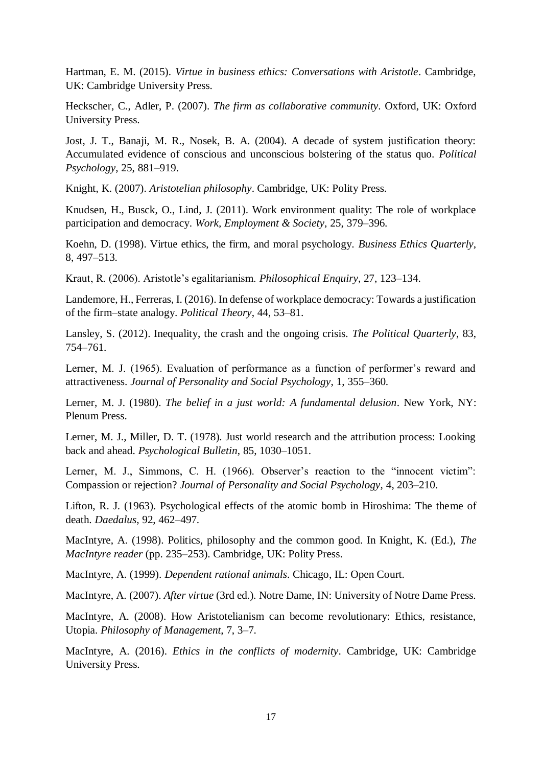Hartman, E. M. (2015). *Virtue in business ethics: Conversations with Aristotle*. Cambridge, UK: Cambridge University Press.

Heckscher, C., Adler, P. (2007). *The firm as collaborative community*. Oxford, UK: Oxford University Press.

Jost, J. T., Banaji, M. R., Nosek, B. A. (2004). A decade of system justification theory: Accumulated evidence of conscious and unconscious bolstering of the status quo. *Political Psychology*, 25, 881–919.

Knight, K. (2007). *Aristotelian philosophy*. Cambridge, UK: Polity Press.

Knudsen, H., Busck, O., Lind, J. (2011). Work environment quality: The role of workplace participation and democracy. *Work, Employment & Society*, 25, 379–396.

Koehn, D. (1998). Virtue ethics, the firm, and moral psychology. *Business Ethics Quarterly*, 8, 497–513.

Kraut, R. (2006). Aristotle's egalitarianism. *Philosophical Enquiry*, 27, 123–134.

Landemore, H., Ferreras, I. (2016). In defense of workplace democracy: Towards a justification of the firm–state analogy. *Political Theory*, 44, 53–81.

Lansley, S. (2012). Inequality, the crash and the ongoing crisis. *The Political Quarterly*, 83, 754–761.

Lerner, M. J. (1965). Evaluation of performance as a function of performer's reward and attractiveness. *Journal of Personality and Social Psychology*, 1, 355–360.

Lerner, M. J. (1980). *The belief in a just world: A fundamental delusion*. New York, NY: Plenum Press.

Lerner, M. J., Miller, D. T. (1978). Just world research and the attribution process: Looking back and ahead. *Psychological Bulletin*, 85, 1030–1051.

Lerner, M. J., Simmons, C. H. (1966). Observer's reaction to the "innocent victim": Compassion or rejection? *Journal of Personality and Social Psychology*, 4, 203–210.

Lifton, R. J. (1963). Psychological effects of the atomic bomb in Hiroshima: The theme of death. *Daedalus*, 92, 462–497.

MacIntyre, A. (1998). Politics, philosophy and the common good. In Knight, K. (Ed.), *The MacIntyre reader* (pp. 235–253). Cambridge, UK: Polity Press.

MacIntyre, A. (1999). *Dependent rational animals*. Chicago, IL: Open Court.

MacIntyre, A. (2007). *After virtue* (3rd ed.). Notre Dame, IN: University of Notre Dame Press.

MacIntyre, A. (2008). How Aristotelianism can become revolutionary: Ethics, resistance, Utopia. *Philosophy of Management*, 7, 3–7.

MacIntyre, A. (2016). *Ethics in the conflicts of modernity*. Cambridge, UK: Cambridge University Press.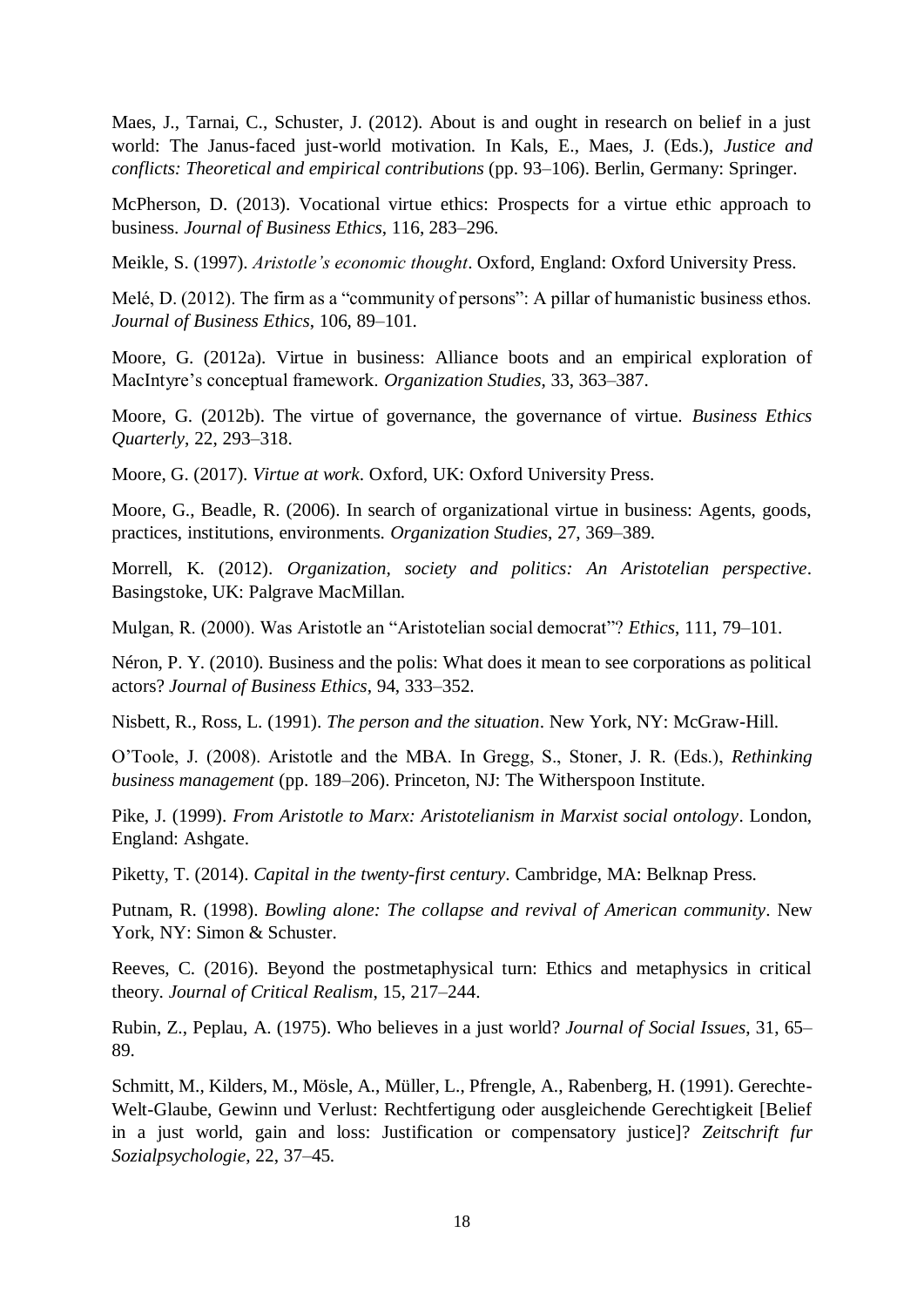Maes, J., Tarnai, C., Schuster, J. (2012). About is and ought in research on belief in a just world: The Janus-faced just-world motivation. In Kals, E., Maes, J. (Eds.), *Justice and conflicts: Theoretical and empirical contributions* (pp. 93–106). Berlin, Germany: Springer.

McPherson, D. (2013). Vocational virtue ethics: Prospects for a virtue ethic approach to business. *Journal of Business Ethics*, 116, 283–296.

Meikle, S. (1997). *Aristotle's economic thought*. Oxford, England: Oxford University Press.

Melé, D. (2012). The firm as a "community of persons": A pillar of humanistic business ethos. *Journal of Business Ethics*, 106, 89–101.

Moore, G. (2012a). Virtue in business: Alliance boots and an empirical exploration of MacIntyre's conceptual framework. *Organization Studies*, 33, 363–387.

Moore, G. (2012b). The virtue of governance, the governance of virtue. *Business Ethics Quarterly*, 22, 293–318.

Moore, G. (2017). *Virtue at work*. Oxford, UK: Oxford University Press.

Moore, G., Beadle, R. (2006). In search of organizational virtue in business: Agents, goods, practices, institutions, environments. *Organization Studies*, 27, 369–389.

Morrell, K. (2012). *Organization, society and politics: An Aristotelian perspective*. Basingstoke, UK: Palgrave MacMillan.

Mulgan, R. (2000). Was Aristotle an "Aristotelian social democrat"? *Ethics*, 111, 79–101.

Néron, P. Y. (2010). Business and the polis: What does it mean to see corporations as political actors? *Journal of Business Ethics*, 94, 333–352.

Nisbett, R., Ross, L. (1991). *The person and the situation*. New York, NY: McGraw-Hill.

O'Toole, J. (2008). Aristotle and the MBA. In Gregg, S., Stoner, J. R. (Eds.), *Rethinking business management* (pp. 189–206). Princeton, NJ: The Witherspoon Institute.

Pike, J. (1999). *From Aristotle to Marx: Aristotelianism in Marxist social ontology*. London, England: Ashgate.

Piketty, T. (2014). *Capital in the twenty-first century*. Cambridge, MA: Belknap Press.

Putnam, R. (1998). *Bowling alone: The collapse and revival of American community*. New York, NY: Simon & Schuster.

Reeves, C. (2016). Beyond the postmetaphysical turn: Ethics and metaphysics in critical theory. *Journal of Critical Realism*, 15, 217–244.

Rubin, Z., Peplau, A. (1975). Who believes in a just world? *Journal of Social Issues*, 31, 65–89.

Schmitt, M., Kilders, M., Mösle, A., Müller, L., Pfrengle, A., Rabenberg, H. (1991). Gerechte-Welt-Glaube, Gewinn und Verlust: Rechtfertigung oder ausgleichende Gerechtigkeit [Belief in a just world, gain and loss: Justification or compensatory justice]? *Zeitschrift fur Sozialpsychologie*, 22, 37–45.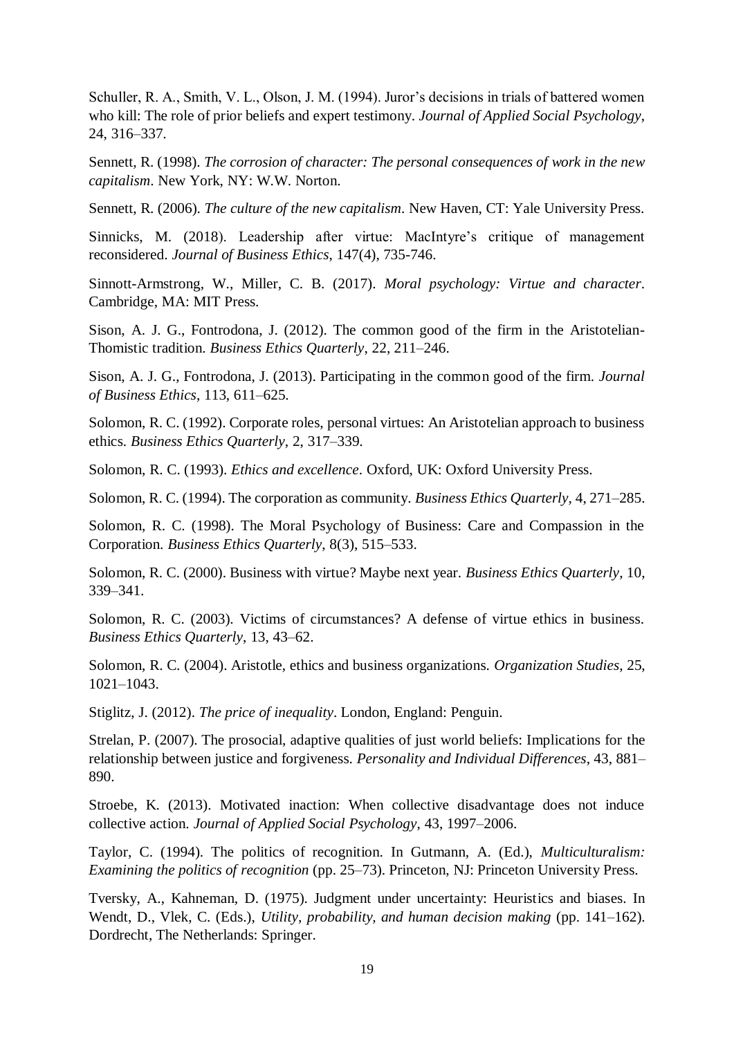Schuller, R. A., Smith, V. L., Olson, J. M. (1994). Juror's decisions in trials of battered women who kill: The role of prior beliefs and expert testimony. *Journal of Applied Social Psychology*, 24, 316–337.

Sennett, R. (1998). *The corrosion of character: The personal consequences of work in the new capitalism*. New York, NY: W.W. Norton.

Sennett, R. (2006). *The culture of the new capitalism*. New Haven, CT: Yale University Press.

Sinnicks, M. (2018). Leadership after virtue: MacIntyre's critique of management reconsidered. *Journal of Business Ethics*, 147(4), 735-746.

Sinnott-Armstrong, W., Miller, C. B. (2017). *Moral psychology: Virtue and character*. Cambridge, MA: MIT Press.

Sison, A. J. G., Fontrodona, J. (2012). The common good of the firm in the Aristotelian-Thomistic tradition. *Business Ethics Quarterly*, 22, 211–246.

Sison, A. J. G., Fontrodona, J. (2013). Participating in the common good of the firm. *Journal of Business Ethics*, 113, 611–625.

Solomon, R. C. (1992). Corporate roles, personal virtues: An Aristotelian approach to business ethics. *Business Ethics Quarterly*, 2, 317–339.

Solomon, R. C. (1993). *Ethics and excellence*. Oxford, UK: Oxford University Press.

Solomon, R. C. (1994). The corporation as community. *Business Ethics Quarterly*, 4, 271–285.

Solomon, R. C. (1998). The Moral Psychology of Business: Care and Compassion in the Corporation. *Business Ethics Quarterly*, 8(3), 515–533.

Solomon, R. C. (2000). Business with virtue? Maybe next year. *Business Ethics Quarterly*, 10, 339–341.

Solomon, R. C. (2003). Victims of circumstances? A defense of virtue ethics in business. *Business Ethics Quarterly*, 13, 43–62.

Solomon, R. C. (2004). Aristotle, ethics and business organizations. *Organization Studies*, 25, 1021–1043.

Stiglitz, J. (2012). *The price of inequality*. London, England: Penguin.

Strelan, P. (2007). The prosocial, adaptive qualities of just world beliefs: Implications for the relationship between justice and forgiveness. *Personality and Individual Differences*, 43, 881–890.

Stroebe, K. (2013). Motivated inaction: When collective disadvantage does not induce collective action. *Journal of Applied Social Psychology*, 43, 1997–2006.

Taylor, C. (1994). The politics of recognition. In Gutmann, A. (Ed.), *Multiculturalism: Examining the politics of recognition* (pp. 25–73). Princeton, NJ: Princeton University Press.

Tversky, A., Kahneman, D. (1975). Judgment under uncertainty: Heuristics and biases. In Wendt, D., Vlek, C. (Eds.), *Utility, probability, and human decision making* (pp. 141–162). Dordrecht, The Netherlands: Springer.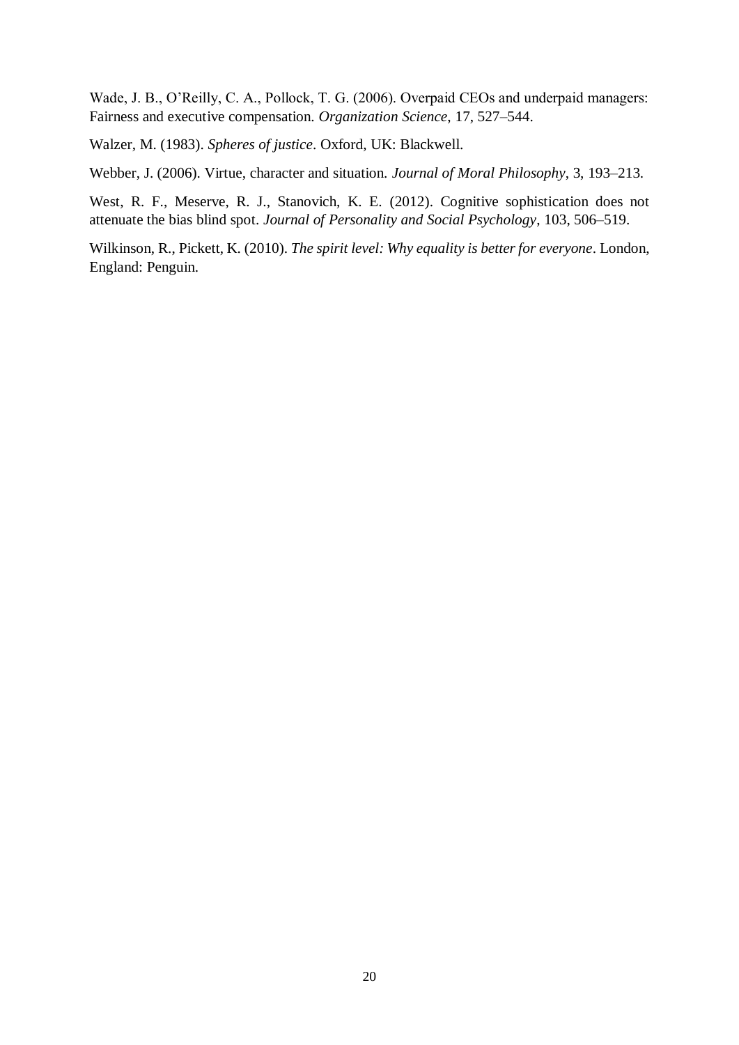Wade, J. B., O'Reilly, C. A., Pollock, T. G. (2006). Overpaid CEOs and underpaid managers: Fairness and executive compensation. *Organization Science*, 17, 527–544.

Walzer, M. (1983). *Spheres of justice*. Oxford, UK: Blackwell.

Webber, J. (2006). Virtue, character and situation. *Journal of Moral Philosophy*, 3, 193–213.

West, R. F., Meserve, R. J., Stanovich, K. E. (2012). Cognitive sophistication does not attenuate the bias blind spot. *Journal of Personality and Social Psychology*, 103, 506–519.

Wilkinson, R., Pickett, K. (2010). *The spirit level: Why equality is better for everyone*. London, England: Penguin.